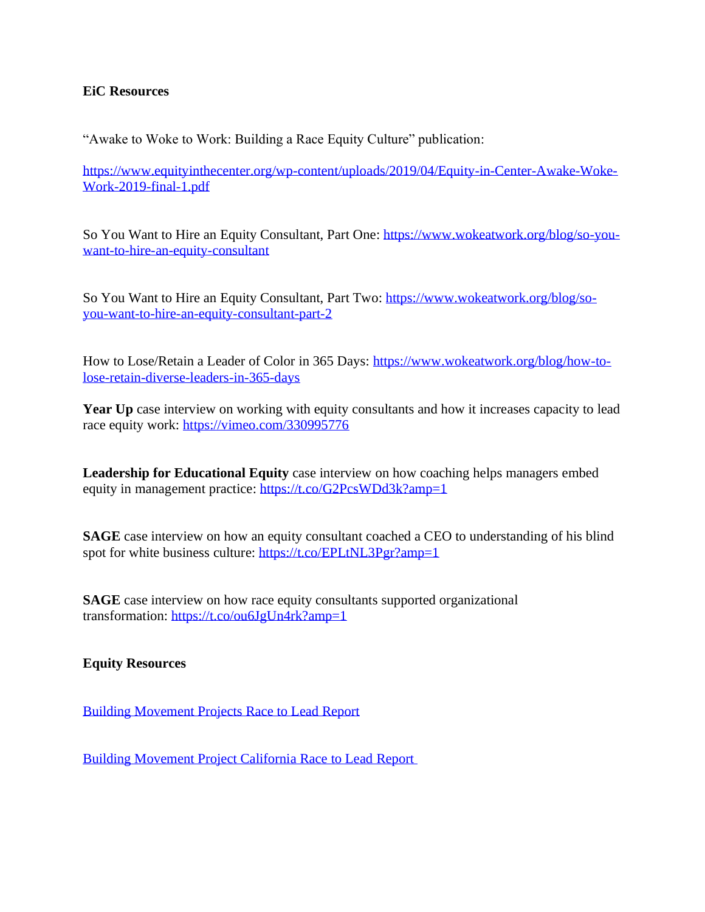**EiC Resources**

"Awake to Woke to Work: Building a Race Equity Culture" publication:

https://www.equityinthecenter.org/wp-content/uploads/2019/04/Equity-in-Center-Awake-Woke-Work-2019-final-1.pdf

So You Want to Hire an Equity Consultant, Part One: https://www.wokeatwork.org/blog/so-you-want-to-hire-an-equity-consultant

So You Want to Hire an Equity Consultant, Part Two: https://www.wokeatwork.org/blog/so-you-want-to-hire-an-equity-consultant-part-2

How to Lose/Retain a Leader of Color in 365 Days: https://www.wokeatwork.org/blog/how-to-lose-retain-diverse-leaders-in-365-days

**Year Up** case interview on working with equity consultants and how it increases capacity to lead race equity work: https://vimeo.com/330995776

**Leadership for Educational Equity** case interview on how coaching helps managers embed equity in management practice: https://t.co/G2PcsWDd3k?amp=1

**SAGE** case interview on how an equity consultant coached a CEO to understanding of his blind spot for white business culture: https://t.co/EPLtNL3Pgr?amp=1

**SAGE** case interview on how race equity consultants supported organizational transformation: https://t.co/ou6JgUn4rk?amp=1

**Equity Resources**

Building Movement Projects Race to Lead Report

Building Movement Project California Race to Lead Report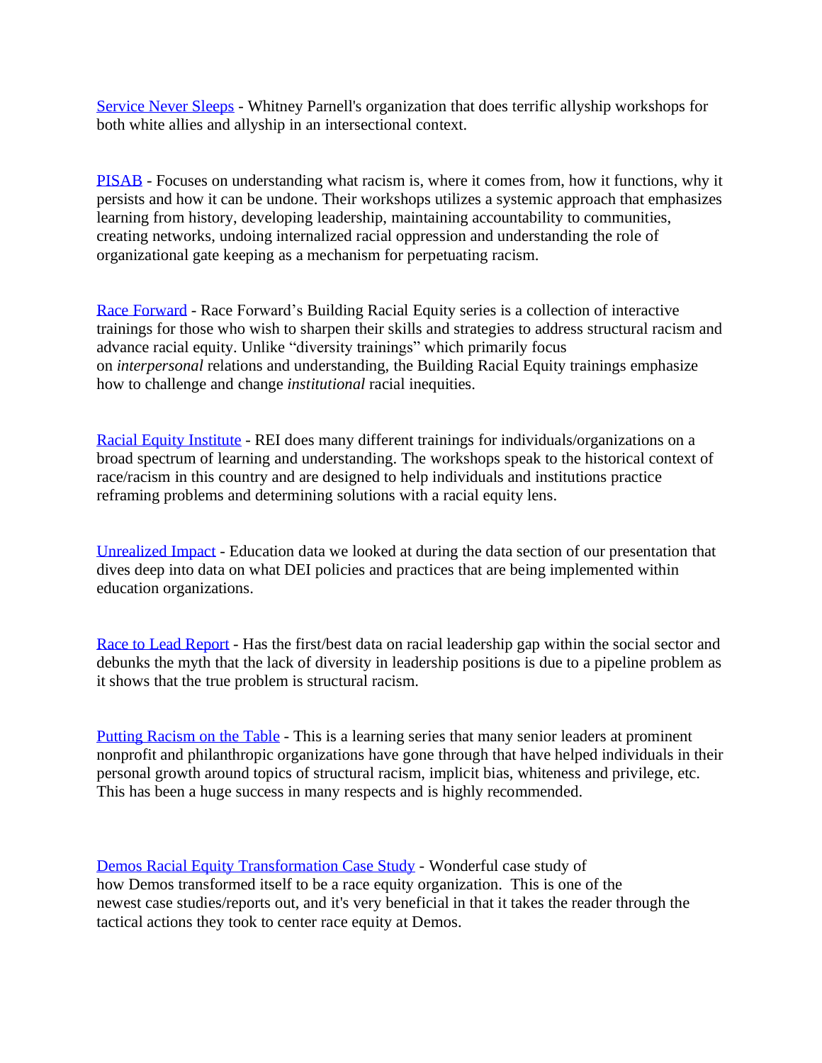Service Never Sleeps - Whitney Parnell's organization that does terrific allyship workshops for both white allies and allyship in an intersectional context.

PISAB - Focuses on understanding what racism is, where it comes from, how it functions, why it persists and how it can be undone. Their workshops utilizes a systemic approach that emphasizes learning from history, developing leadership, maintaining accountability to communities, creating networks, undoing internalized racial oppression and understanding the role of organizational gate keeping as a mechanism for perpetuating racism.

Race Forward - Race Forward's Building Racial Equity series is a collection of interactive trainings for those who wish to sharpen their skills and strategies to address structural racism and advance racial equity. Unlike "diversity trainings" which primarily focus on *interpersonal* relations and understanding, the Building Racial Equity trainings emphasize how to challenge and change *institutional* racial inequities.

Racial Equity Institute - REI does many different trainings for individuals/organizations on a broad spectrum of learning and understanding. The workshops speak to the historical context of race/racism in this country and are designed to help individuals and institutions practice reframing problems and determining solutions with a racial equity lens.

Unrealized Impact - Education data we looked at during the data section of our presentation that dives deep into data on what DEI policies and practices that are being implemented within education organizations.

Race to Lead Report - Has the first/best data on racial leadership gap within the social sector and debunks the myth that the lack of diversity in leadership positions is due to a pipeline problem as it shows that the true problem is structural racism.

Putting Racism on the Table - This is a learning series that many senior leaders at prominent nonprofit and philanthropic organizations have gone through that have helped individuals in their personal growth around topics of structural racism, implicit bias, whiteness and privilege, etc. This has been a huge success in many respects and is highly recommended.

Demos Racial Equity Transformation Case Study - Wonderful case study of how Demos transformed itself to be a race equity organization. This is one of the newest case studies/reports out, and it's very beneficial in that it takes the reader through the tactical actions they took to center race equity at Demos.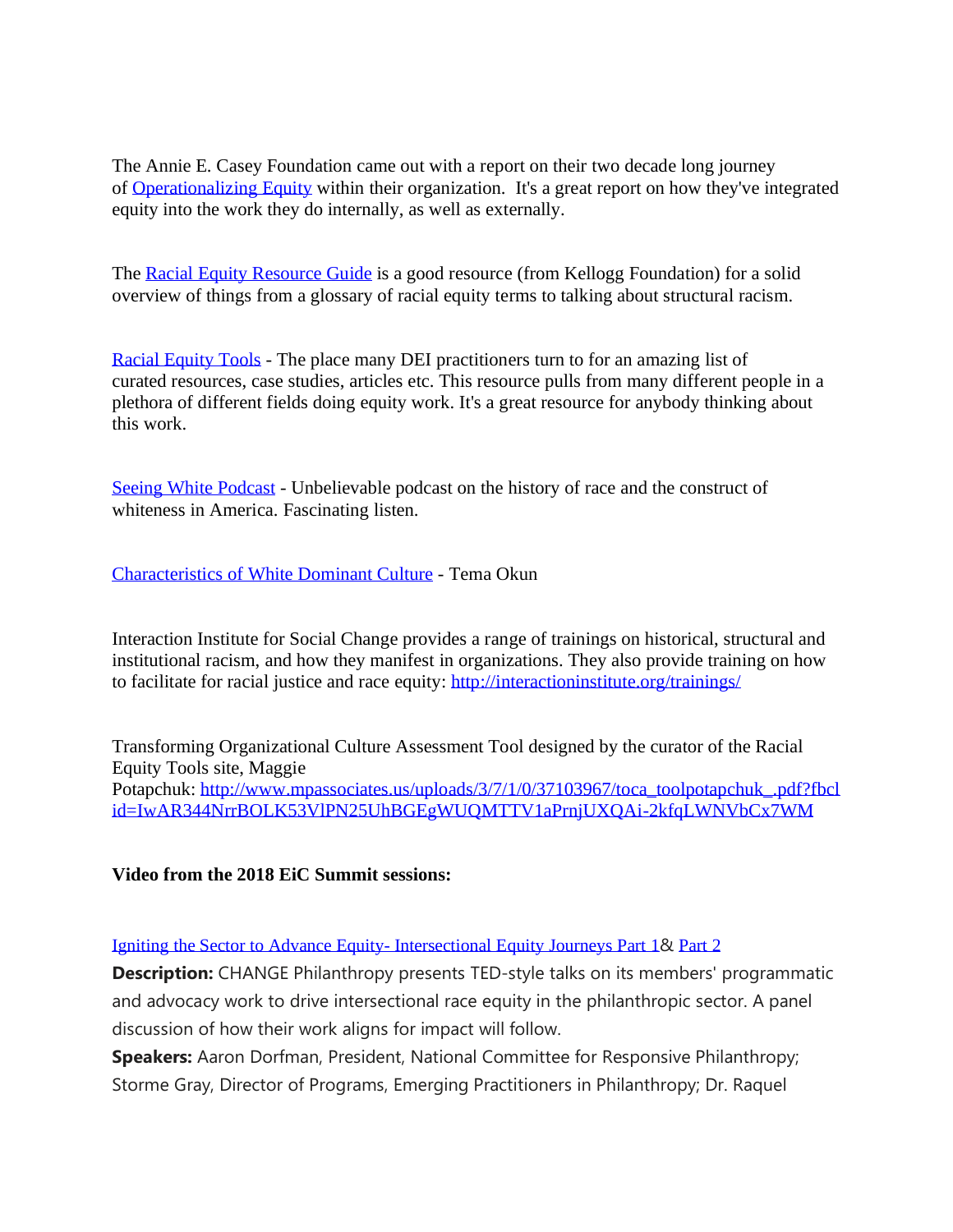The Annie E. Casey Foundation came out with a report on their two decade long journey of [Operationalizing Equity] within their organization. It's a great report on how they've integrated equity into the work they do internally, as well as externally.

The [Racial Equity Resource Guide] is a good resource (from Kellogg Foundation) for a solid overview of things from a glossary of racial equity terms to talking about structural racism.

[Racial Equity Tools] - The place many DEI practitioners turn to for an amazing list of curated resources, case studies, articles etc. This resource pulls from many different people in a plethora of different fields doing equity work. It's a great resource for anybody thinking about this work.

[Seeing White Podcast] - Unbelievable podcast on the history of race and the construct of whiteness in America. Fascinating listen.

[Characteristics of White Dominant Culture] - Tema Okun

Interaction Institute for Social Change provides a range of trainings on historical, structural and institutional racism, and how they manifest in organizations. They also provide training on how to facilitate for racial justice and race equity: http://interactioninstitute.org/trainings/

Transforming Organizational Culture Assessment Tool designed by the curator of the Racial Equity Tools site, Maggie Potapchuk: http://www.mpassociates.us/uploads/3/7/1/0/37103967/toca_toolpotapchuk_.pdf?fbclid=IwAR344NrrBOLK53VlPN25UhBGEgWUQMTTV1aPrnjUXQAi-2kfqLWNVbCx7WM

**Video from the 2018 EiC Summit sessions:**

[Igniting the Sector to Advance Equity- Intersectional Equity Journeys Part 1]& [Part 2]

**Description:** CHANGE Philanthropy presents TED-style talks on its members' programmatic and advocacy work to drive intersectional race equity in the philanthropic sector. A panel discussion of how their work aligns for impact will follow.

**Speakers:** Aaron Dorfman, President, National Committee for Responsive Philanthropy; Storme Gray, Director of Programs, Emerging Practitioners in Philanthropy; Dr. Raquel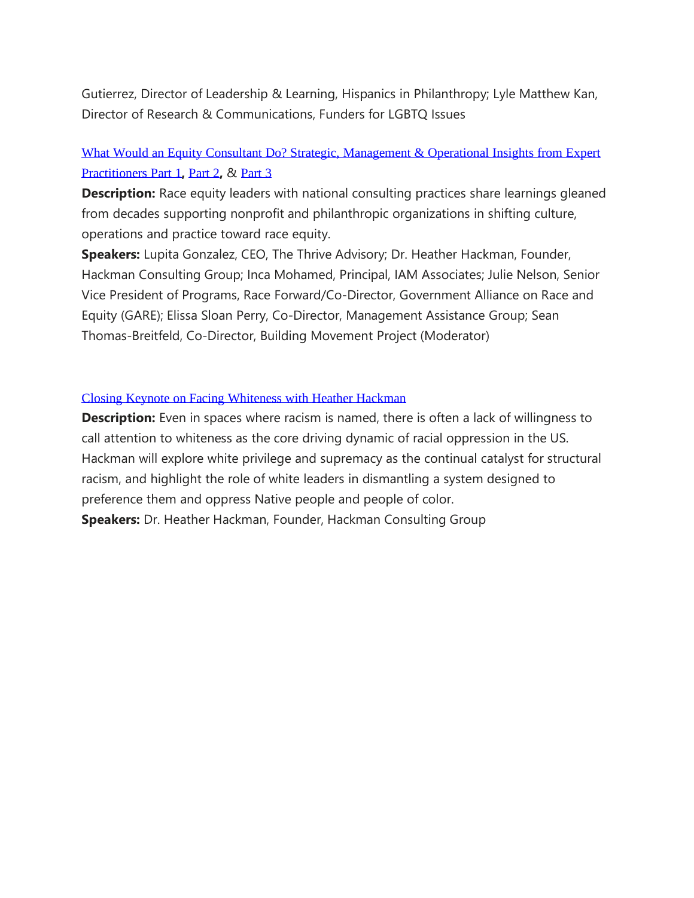Gutierrez, Director of Leadership & Learning, Hispanics in Philanthropy; Lyle Matthew Kan, Director of Research & Communications, Funders for LGBTQ Issues

What Would an Equity Consultant Do? Strategic, Management & Operational Insights from Expert Practitioners Part 1, Part 2, & Part 3

**Description:** Race equity leaders with national consulting practices share learnings gleaned from decades supporting nonprofit and philanthropic organizations in shifting culture, operations and practice toward race equity.

**Speakers:** Lupita Gonzalez, CEO, The Thrive Advisory; Dr. Heather Hackman, Founder, Hackman Consulting Group; Inca Mohamed, Principal, IAM Associates; Julie Nelson, Senior Vice President of Programs, Race Forward/Co-Director, Government Alliance on Race and Equity (GARE); Elissa Sloan Perry, Co-Director, Management Assistance Group; Sean Thomas-Breitfeld, Co-Director, Building Movement Project (Moderator)

Closing Keynote on Facing Whiteness with Heather Hackman

**Description:** Even in spaces where racism is named, there is often a lack of willingness to call attention to whiteness as the core driving dynamic of racial oppression in the US. Hackman will explore white privilege and supremacy as the continual catalyst for structural racism, and highlight the role of white leaders in dismantling a system designed to preference them and oppress Native people and people of color.

**Speakers:** Dr. Heather Hackman, Founder, Hackman Consulting Group